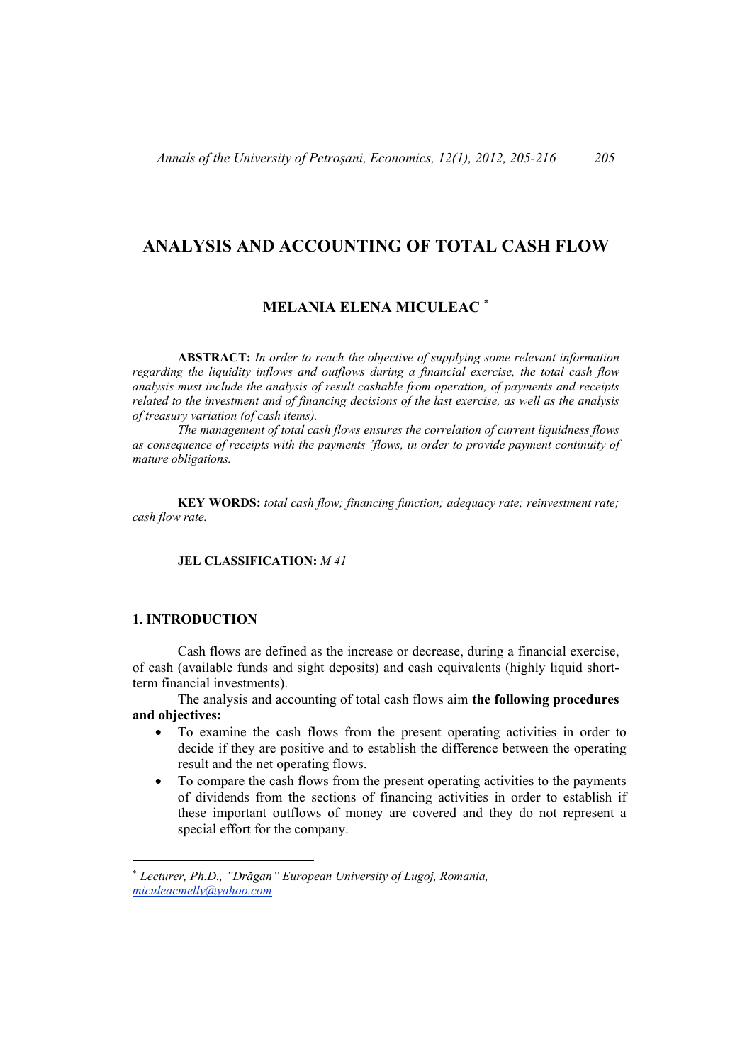# ANALYSIS AND ACCOUNTING OF TOTAL CASH FLOW

## MELANIA ELENA MICULEAC [*]

**ABSTRACT:** *In order to reach the objective of supplying some relevant information regarding the liquidity inflows and outflows during a financial exercise, the total cash flow analysis must include the analysis of result cashable from operation, of payments and receipts related to the investment and of financing decisions of the last exercise, as well as the analysis of treasury variation (of cash items).*

*The management of total cash flows ensures the correlation of current liquidness flows as consequence of receipts with the payments 'flows, in order to provide payment continuity of mature obligations.*

**KEY WORDS:** *total cash flow; financing function; adequacy rate; reinvestment rate; cash flow rate.*

**JEL CLASSIFICATION:** *M 41*

## 1. INTRODUCTION

Cash flows are defined as the increase or decrease, during a financial exercise, of cash (available funds and sight deposits) and cash equivalents (highly liquid short-term financial investments).

The analysis and accounting of total cash flows aim **the following procedures and objectives:**

- To examine the cash flows from the present operating activities in order to decide if they are positive and to establish the difference between the operating result and the net operating flows.
- To compare the cash flows from the present operating activities to the payments of dividends from the sections of financing activities in order to establish if these important outflows of money are covered and they do not represent a special effort for the company.

---

[*] *Lecturer, Ph.D., "Drăgan" European University of Lugoj, Romania, miculeacmelly@yahoo.com*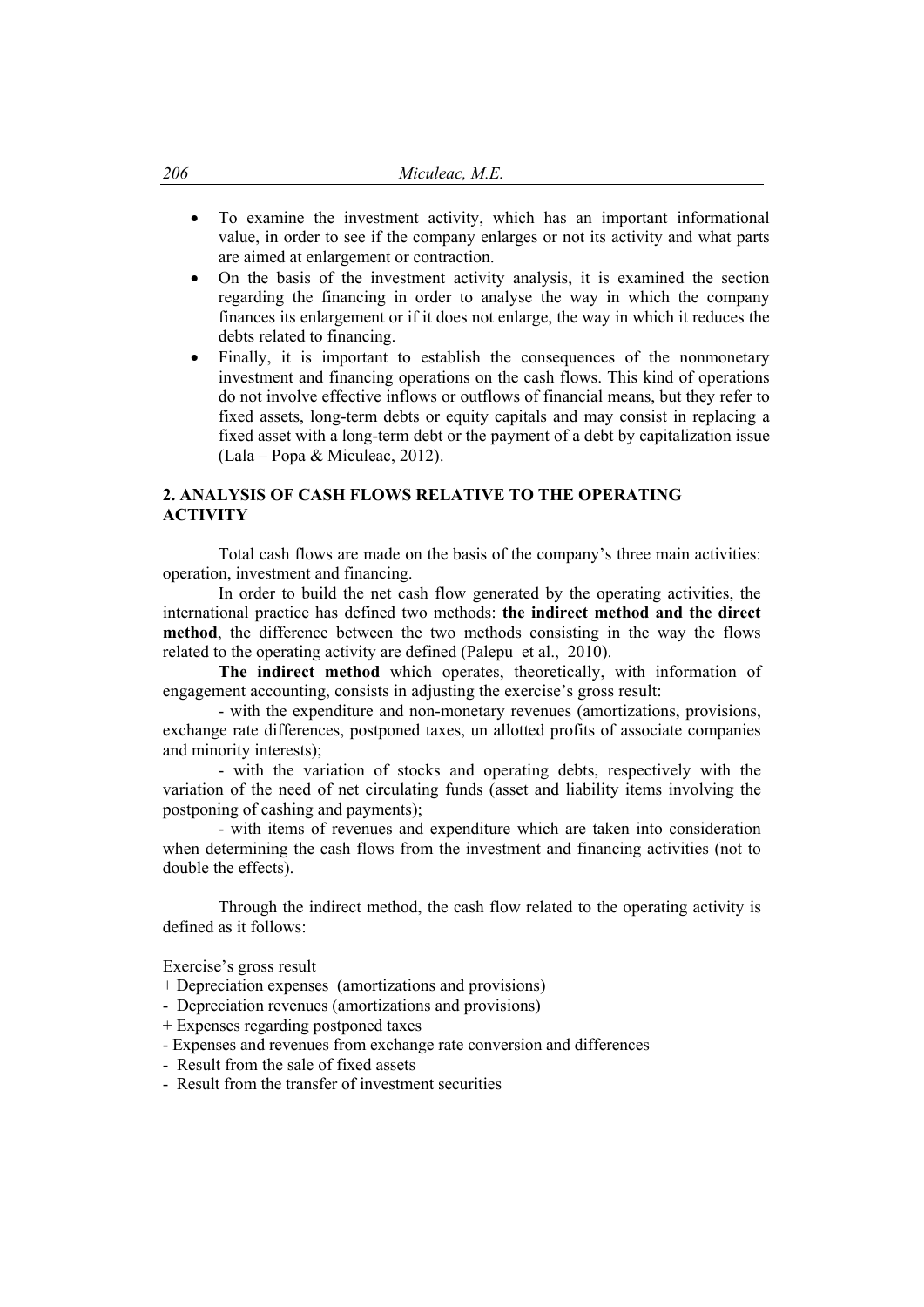- To examine the investment activity, which has an important informational value, in order to see if the company enlarges or not its activity and what parts are aimed at enlargement or contraction.
- On the basis of the investment activity analysis, it is examined the section regarding the financing in order to analyse the way in which the company finances its enlargement or if it does not enlarge, the way in which it reduces the debts related to financing.
- Finally, it is important to establish the consequences of the nonmonetary investment and financing operations on the cash flows. This kind of operations do not involve effective inflows or outflows of financial means, but they refer to fixed assets, long-term debts or equity capitals and may consist in replacing a fixed asset with a long-term debt or the payment of a debt by capitalization issue (Lala – Popa & Miculeac, 2012).

## 2. ANALYSIS OF CASH FLOWS RELATIVE TO THE OPERATING ACTIVITY

Total cash flows are made on the basis of the company's three main activities: operation, investment and financing.

In order to build the net cash flow generated by the operating activities, the international practice has defined two methods: **the indirect method and the direct method**, the difference between the two methods consisting in the way the flows related to the operating activity are defined (Palepu et al., 2010).

**The indirect method** which operates, theoretically, with information of engagement accounting, consists in adjusting the exercise's gross result:

- with the expenditure and non-monetary revenues (amortizations, provisions, exchange rate differences, postponed taxes, un allotted profits of associate companies and minority interests);

- with the variation of stocks and operating debts, respectively with the variation of the need of net circulating funds (asset and liability items involving the postponing of cashing and payments);

- with items of revenues and expenditure which are taken into consideration when determining the cash flows from the investment and financing activities (not to double the effects).

Through the indirect method, the cash flow related to the operating activity is defined as it follows:

Exercise's gross result
+ Depreciation expenses (amortizations and provisions)
- Depreciation revenues (amortizations and provisions)
+ Expenses regarding postponed taxes
- Expenses and revenues from exchange rate conversion and differences
- Result from the sale of fixed assets
- Result from the transfer of investment securities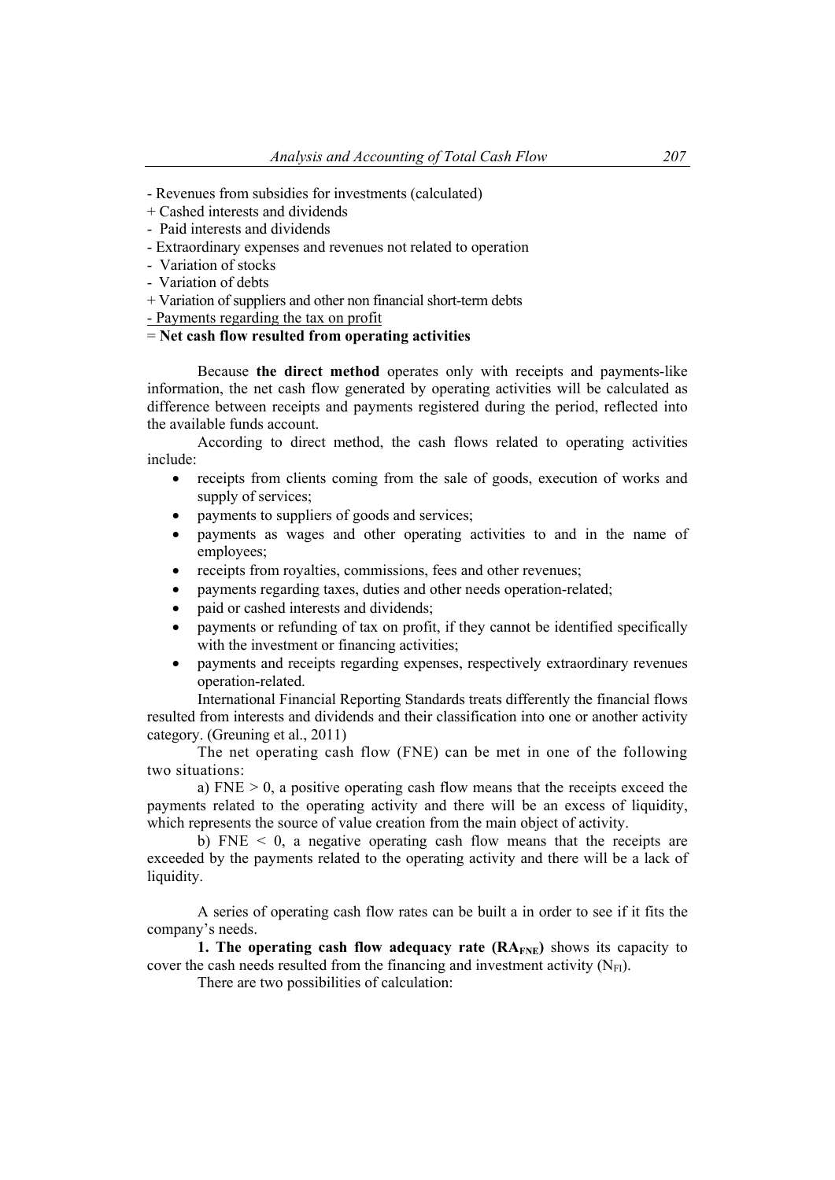- Revenues from subsidies for investments (calculated)
+ Cashed interests and dividends
- Paid interests and dividends
- Extraordinary expenses and revenues not related to operation
- Variation of stocks
- Variation of debts
+ Variation of suppliers and other non financial short-term debts
- Payments regarding the tax on profit

= **Net cash flow resulted from operating activities**

Because **the direct method** operates only with receipts and payments-like information, the net cash flow generated by operating activities will be calculated as difference between receipts and payments registered during the period, reflected into the available funds account.

According to direct method, the cash flows related to operating activities include:

- receipts from clients coming from the sale of goods, execution of works and supply of services;
- payments to suppliers of goods and services;
- payments as wages and other operating activities to and in the name of employees;
- receipts from royalties, commissions, fees and other revenues;
- payments regarding taxes, duties and other needs operation-related;
- paid or cashed interests and dividends;
- payments or refunding of tax on profit, if they cannot be identified specifically with the investment or financing activities;
- payments and receipts regarding expenses, respectively extraordinary revenues operation-related.

International Financial Reporting Standards treats differently the financial flows resulted from interests and dividends and their classification into one or another activity category. (Greuning et al., 2011)

The net operating cash flow (FNE) can be met in one of the following two situations:

a) FNE > 0, a positive operating cash flow means that the receipts exceed the payments related to the operating activity and there will be an excess of liquidity, which represents the source of value creation from the main object of activity.

b) FNE < 0, a negative operating cash flow means that the receipts are exceeded by the payments related to the operating activity and there will be a lack of liquidity.

A series of operating cash flow rates can be built a in order to see if it fits the company's needs.

**1. The operating cash flow adequacy rate ($RA_{FNE}$)** shows its capacity to cover the cash needs resulted from the financing and investment activity ($N_{FI}$).

There are two possibilities of calculation: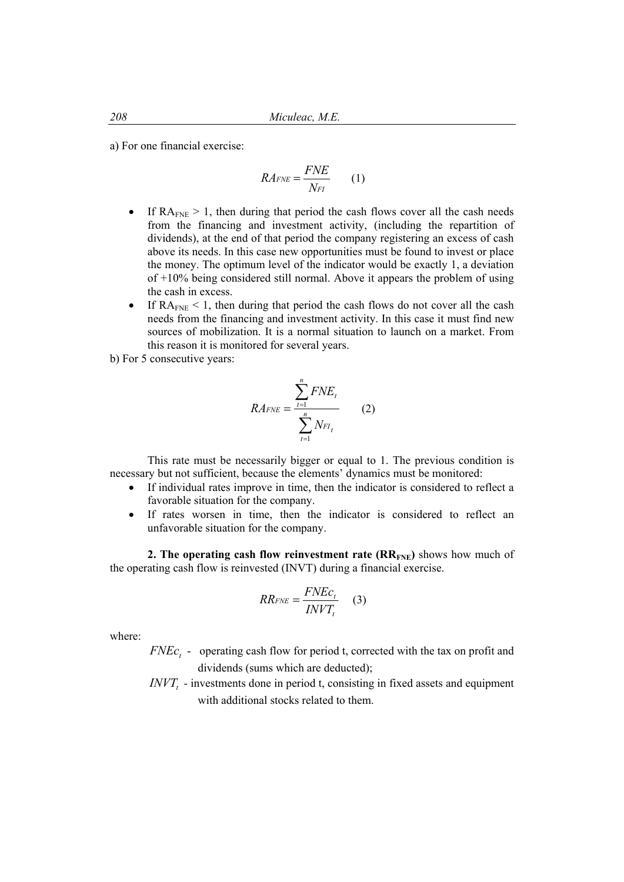a) For one financial exercise:

$$RA_{FNE} = \frac{FNE}{N_{FI}} \qquad (1)$$

- If $RA_{FNE} > 1$, then during that period the cash flows cover all the cash needs from the financing and investment activity, (including the repartition of dividends), at the end of that period the company registering an excess of cash above its needs. In this case new opportunities must be found to invest or place the money. The optimum level of the indicator would be exactly 1, a deviation of +10% being considered still normal. Above it appears the problem of using the cash in excess.
- If $RA_{FNE} < 1$, then during that period the cash flows do not cover all the cash needs from the financing and investment activity. In this case it must find new sources of mobilization. It is a normal situation to launch on a market. From this reason it is monitored for several years.

b) For 5 consecutive years:

$$RA_{FNE} = \frac{\sum_{t=1}^{n} FNE_t}{\sum_{t=1}^{n} N_{FI_t}} \qquad (2)$$

This rate must be necessarily bigger or equal to 1. The previous condition is necessary but not sufficient, because the elements' dynamics must be monitored:

- If individual rates improve in time, then the indicator is considered to reflect a favorable situation for the company.
- If rates worsen in time, then the indicator is considered to reflect an unfavorable situation for the company.

**2. The operating cash flow reinvestment rate ($RR_{FNE}$)** shows how much of the operating cash flow is reinvested (INVT) during a financial exercise.

$$RR_{FNE} = \frac{FNEc_t}{INVT_t} \qquad (3)$$

where:

$FNEc_t$ - operating cash flow for period t, corrected with the tax on profit and dividends (sums which are deducted);

$INVT_t$ - investments done in period t, consisting in fixed assets and equipment with additional stocks related to them.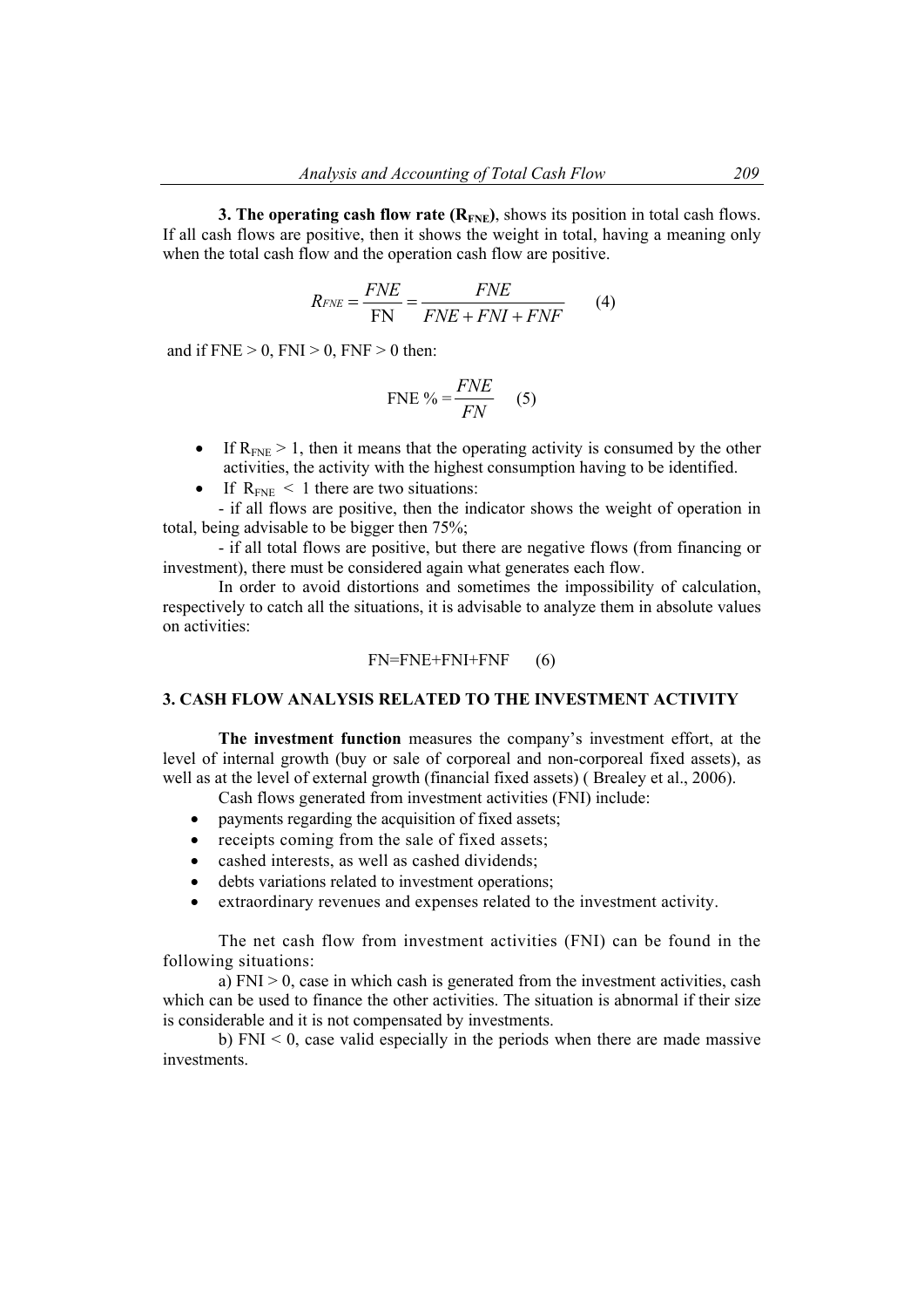**3. The operating cash flow rate ($R_{FNE}$)**, shows its position in total cash flows. If all cash flows are positive, then it shows the weight in total, having a meaning only when the total cash flow and the operation cash flow are positive.

$$R_{FNE} = \frac{FNE}{\text{FN}} = \frac{FNE}{FNE + FNI + FNF} \qquad (4)$$

and if FNE > 0, FNI > 0, FNF > 0 then:

$$\text{FNE \%} = \frac{FNE}{FN} \qquad (5)$$

- If $R_{FNE} > 1$, then it means that the operating activity is consumed by the other activities, the activity with the highest consumption having to be identified.
- If $R_{FNE} < 1$ there are two situations:

  - if all flows are positive, then the indicator shows the weight of operation in total, being advisable to be bigger then 75%;

  - if all total flows are positive, but there are negative flows (from financing or investment), there must be considered again what generates each flow.

In order to avoid distortions and sometimes the impossibility of calculation, respectively to catch all the situations, it is advisable to analyze them in absolute values on activities:

$$FN=FNE+FNI+FNF \qquad (6)$$

## 3. CASH FLOW ANALYSIS RELATED TO THE INVESTMENT ACTIVITY

**The investment function** measures the company's investment effort, at the level of internal growth (buy or sale of corporeal and non-corporeal fixed assets), as well as at the level of external growth (financial fixed assets) ( Brealey et al., 2006).

Cash flows generated from investment activities (FNI) include:

- payments regarding the acquisition of fixed assets;
- receipts coming from the sale of fixed assets;
- cashed interests, as well as cashed dividends;
- debts variations related to investment operations;
- extraordinary revenues and expenses related to the investment activity.

The net cash flow from investment activities (FNI) can be found in the following situations:

a) FNI > 0, case in which cash is generated from the investment activities, cash which can be used to finance the other activities. The situation is abnormal if their size is considerable and it is not compensated by investments.

b) FNI < 0, case valid especially in the periods when there are made massive investments.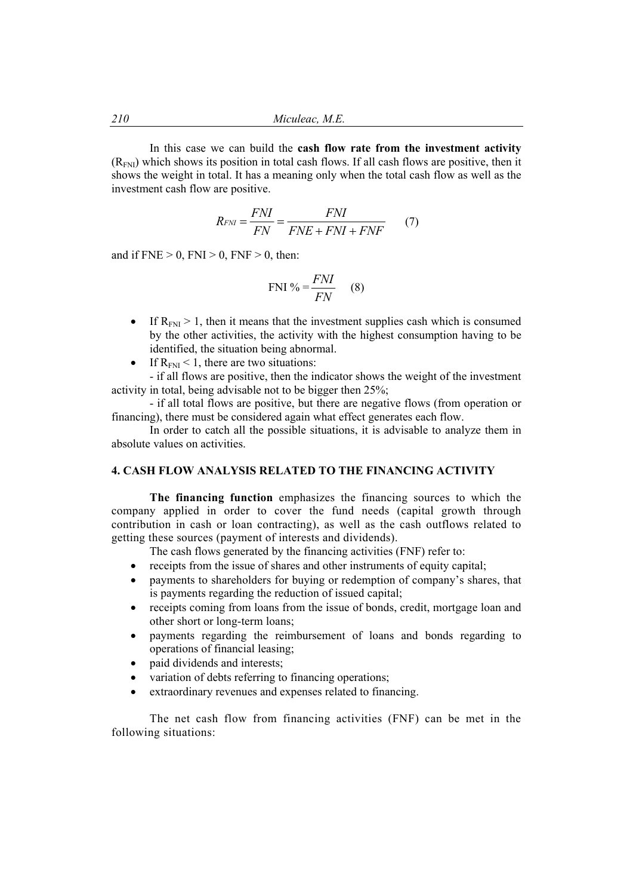In this case we can build the **cash flow rate from the investment activity** ($R_{FNI}$) which shows its position in total cash flows. If all cash flows are positive, then it shows the weight in total. It has a meaning only when the total cash flow as well as the investment cash flow are positive.

$$R_{FNI} = \frac{FNI}{FN} = \frac{FNI}{FNE + FNI + FNF} \quad (7)$$

and if FNE > 0, FNI > 0, FNF > 0, then:

$$\text{FNI \%} = \frac{FNI}{FN} \quad (8)$$

- If $R_{FNI} > 1$, then it means that the investment supplies cash which is consumed by the other activities, the activity with the highest consumption having to be identified, the situation being abnormal.
- If $R_{FNI} < 1$, there are two situations:

  - if all flows are positive, then the indicator shows the weight of the investment activity in total, being advisable not to be bigger then 25%;

  - if all total flows are positive, but there are negative flows (from operation or financing), there must be considered again what effect generates each flow.

In order to catch all the possible situations, it is advisable to analyze them in absolute values on activities.

## 4. CASH FLOW ANALYSIS RELATED TO THE FINANCING ACTIVITY

**The financing function** emphasizes the financing sources to which the company applied in order to cover the fund needs (capital growth through contribution in cash or loan contracting), as well as the cash outflows related to getting these sources (payment of interests and dividends).

The cash flows generated by the financing activities (FNF) refer to:

- receipts from the issue of shares and other instruments of equity capital;
- payments to shareholders for buying or redemption of company's shares, that is payments regarding the reduction of issued capital;
- receipts coming from loans from the issue of bonds, credit, mortgage loan and other short or long-term loans;
- payments regarding the reimbursement of loans and bonds regarding to operations of financial leasing;
- paid dividends and interests;
- variation of debts referring to financing operations;
- extraordinary revenues and expenses related to financing.

The net cash flow from financing activities (FNF) can be met in the following situations: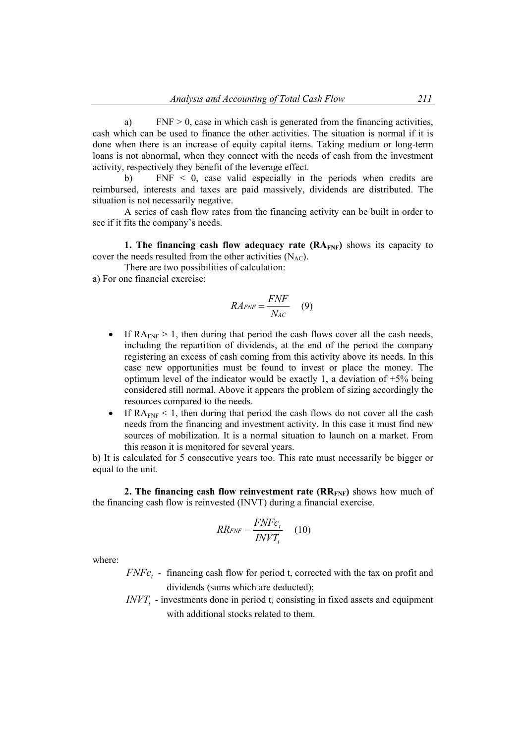a) FNF > 0, case in which cash is generated from the financing activities, cash which can be used to finance the other activities. The situation is normal if it is done when there is an increase of equity capital items. Taking medium or long-term loans is not abnormal, when they connect with the needs of cash from the investment activity, respectively they benefit of the leverage effect.

b) FNF < 0, case valid especially in the periods when credits are reimbursed, interests and taxes are paid massively, dividends are distributed. The situation is not necessarily negative.

A series of cash flow rates from the financing activity can be built in order to see if it fits the company's needs.

**1. The financing cash flow adequacy rate ($RA_{FNF}$)** shows its capacity to cover the needs resulted from the other activities ($N_{AC}$).

There are two possibilities of calculation:

a) For one financial exercise:

$$RA_{FNF} = \frac{FNF}{N_{AC}} \quad (9)$$

- If $RA_{FNF} > 1$, then during that period the cash flows cover all the cash needs, including the repartition of dividends, at the end of the period the company registering an excess of cash coming from this activity above its needs. In this case new opportunities must be found to invest or place the money. The optimum level of the indicator would be exactly 1, a deviation of +5% being considered still normal. Above it appears the problem of sizing accordingly the resources compared to the needs.
- If $RA_{FNF} < 1$, then during that period the cash flows do not cover all the cash needs from the financing and investment activity. In this case it must find new sources of mobilization. It is a normal situation to launch on a market. From this reason it is monitored for several years.

b) It is calculated for 5 consecutive years too. This rate must necessarily be bigger or equal to the unit.

**2. The financing cash flow reinvestment rate ($RR_{FNF}$)** shows how much of the financing cash flow is reinvested (INVT) during a financial exercise.

$$RR_{FNF} = \frac{FNFc_t}{INVT_t} \quad (10)$$

where:

$FNFc_t$ - financing cash flow for period t, corrected with the tax on profit and dividends (sums which are deducted);

$INVT_t$ - investments done in period t, consisting in fixed assets and equipment with additional stocks related to them.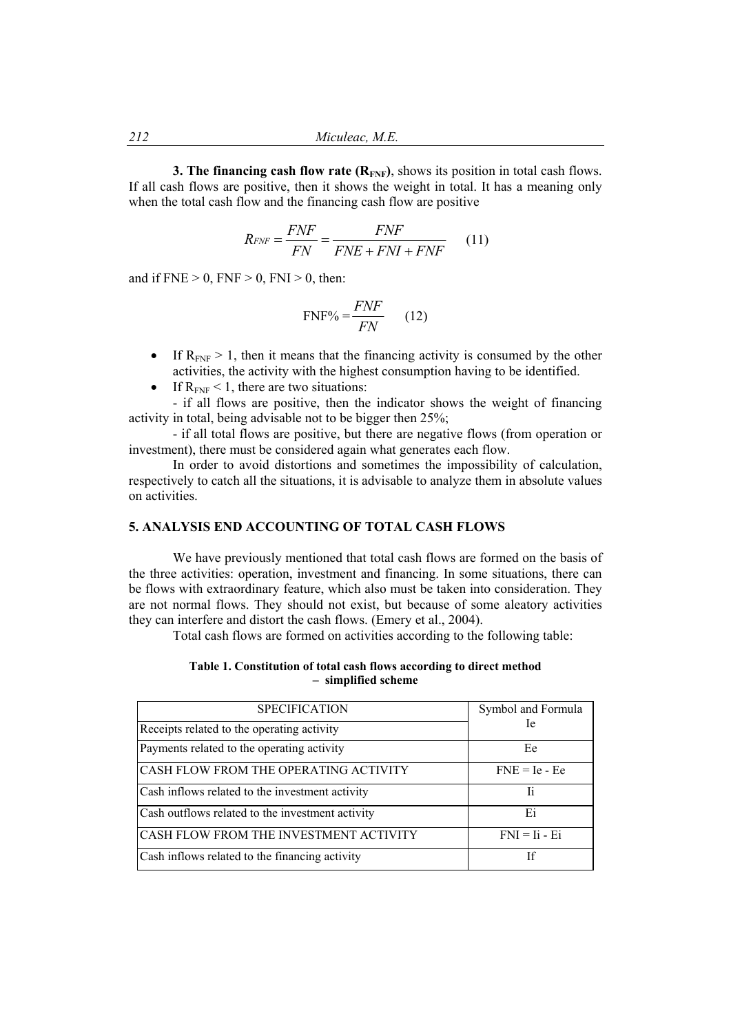**3. The financing cash flow rate ($R_{FNF}$)**, shows its position in total cash flows. If all cash flows are positive, then it shows the weight in total. It has a meaning only when the total cash flow and the financing cash flow are positive

$$R_{FNF} = \frac{FNF}{FN} = \frac{FNF}{FNE + FNI + FNF} \quad (11)$$

and if FNE > 0, FNF > 0, FNI > 0, then:

$$\text{FNF\%} = \frac{FNF}{FN} \quad (12)$$

- If $R_{FNF} > 1$, then it means that the financing activity is consumed by the other activities, the activity with the highest consumption having to be identified.
- If $R_{FNF} < 1$, there are two situations:

  - if all flows are positive, then the indicator shows the weight of financing activity in total, being advisable not to be bigger then 25%;

  - if all total flows are positive, but there are negative flows (from operation or investment), there must be considered again what generates each flow.

In order to avoid distortions and sometimes the impossibility of calculation, respectively to catch all the situations, it is advisable to analyze them in absolute values on activities.

## 5. ANALYSIS END ACCOUNTING OF TOTAL CASH FLOWS

We have previously mentioned that total cash flows are formed on the basis of the three activities: operation, investment and financing. In some situations, there can be flows with extraordinary feature, which also must be taken into consideration. They are not normal flows. They should not exist, but because of some aleatory activities they can interfere and distort the cash flows. (Emery et al., 2004).

Total cash flows are formed on activities according to the following table:

**Table 1. Constitution of total cash flows according to direct method – simplified scheme**

| SPECIFICATION | Symbol and Formula |
|---|---|
| Receipts related to the operating activity | Ie |
| Payments related to the operating activity | Ee |
| CASH FLOW FROM THE OPERATING ACTIVITY | FNE = Ie - Ee |
| Cash inflows related to the investment activity | Ii |
| Cash outflows related to the investment activity | Ei |
| CASH FLOW FROM THE INVESTMENT ACTIVITY | FNI = Ii - Ei |
| Cash inflows related to the financing activity | If |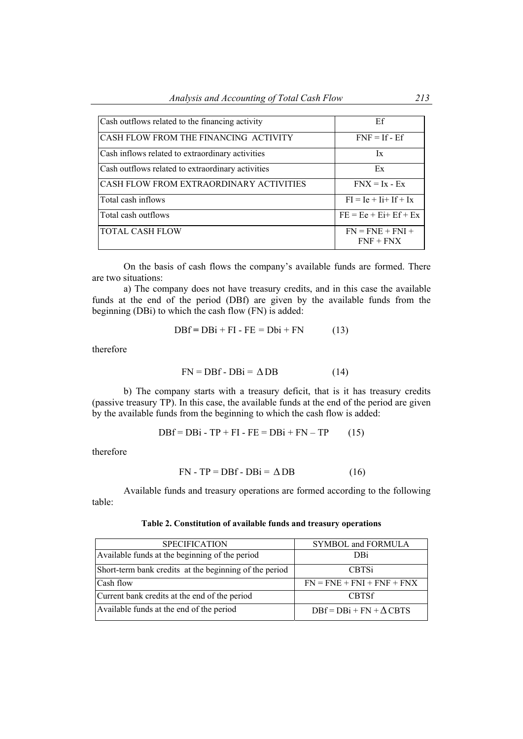| | |
|---|---|
| Cash outflows related to the financing activity | Ef |
| CASH FLOW FROM THE FINANCING ACTIVITY | FNF = If - Ef |
| Cash inflows related to extraordinary activities | Ix |
| Cash outflows related to extraordinary activities | Ex |
| CASH FLOW FROM EXTRAORDINARY ACTIVITIES | FNX = Ix - Ex |
| Total cash inflows | FI = Ie + Ii+ If + Ix |
| Total cash outflows | FE = Ee + Ei+ Ef + Ex |
| TOTAL CASH FLOW | FN = FNE + FNI + FNF + FNX |

On the basis of cash flows the company's available funds are formed. There are two situations:

a) The company does not have treasury credits, and in this case the available funds at the end of the period (DBf) are given by the available funds from the beginning (DBi) to which the cash flow (FN) is added:

$$DBf = DBi + FI - FE = Dbi + FN \qquad (13)$$

therefore

$$FN = DBf - DBi = \Delta DB \qquad (14)$$

b) The company starts with a treasury deficit, that is it has treasury credits (passive treasury TP). In this case, the available funds at the end of the period are given by the available funds from the beginning to which the cash flow is added:

$$DBf = DBi - TP + FI - FE = DBi + FN - TP \qquad (15)$$

therefore

$$FN - TP = DBf - DBi = \Delta DB \qquad (16)$$

Available funds and treasury operations are formed according to the following table:

**Table 2. Constitution of available funds and treasury operations**

| SPECIFICATION | SYMBOL and FORMULA |
|---|---|
| Available funds at the beginning of the period | DBi |
| Short-term bank credits at the beginning of the period | CBTSi |
| Cash flow | FN = FNE + FNI + FNF + FNX |
| Current bank credits at the end of the period | CBTSf |
| Available funds at the end of the period | $DBf = DBi + FN + \Delta CBTS$ |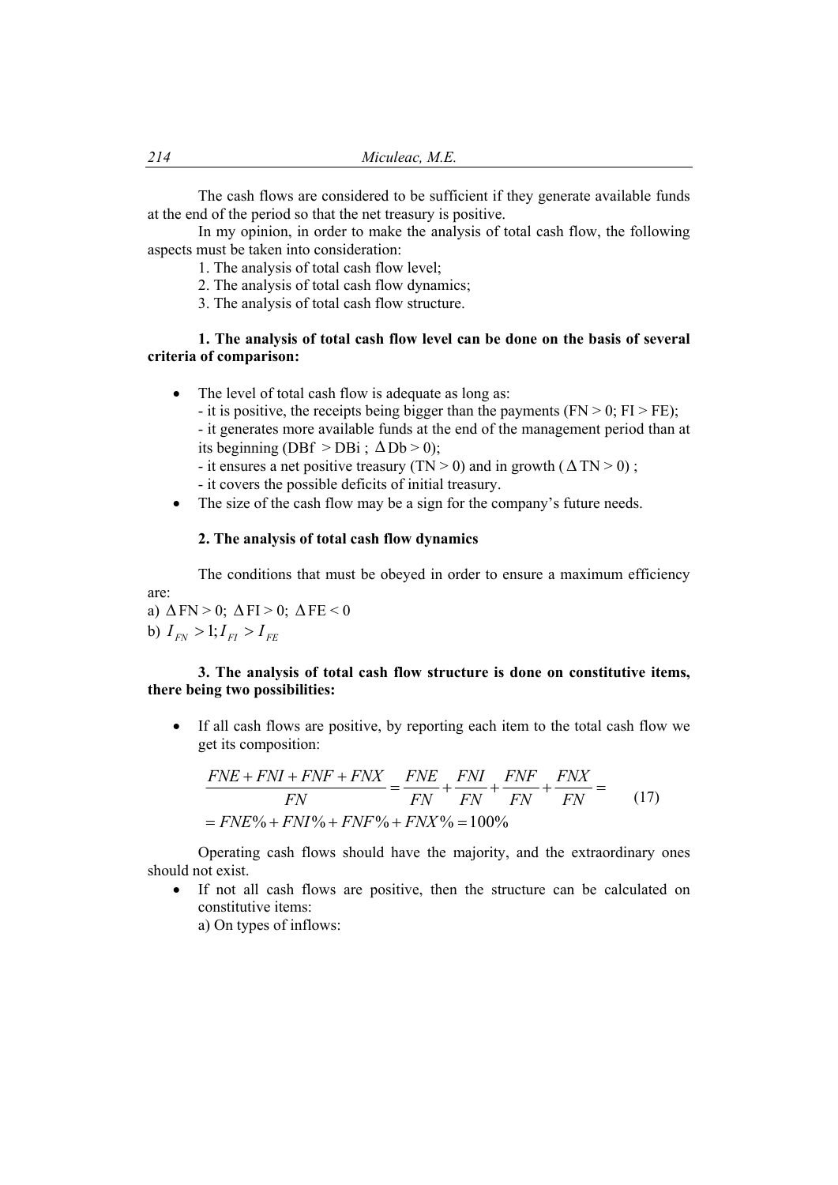The cash flows are considered to be sufficient if they generate available funds at the end of the period so that the net treasury is positive.

In my opinion, in order to make the analysis of total cash flow, the following aspects must be taken into consideration:

1. The analysis of total cash flow level;
2. The analysis of total cash flow dynamics;
3. The analysis of total cash flow structure.

**1. The analysis of total cash flow level can be done on the basis of several criteria of comparison:**

- The level of total cash flow is adequate as long as:
  - it is positive, the receipts being bigger than the payments (FN > 0; FI > FE);
  - it generates more available funds at the end of the management period than at its beginning (DBf > DBi ; $\Delta$Db > 0);
  - it ensures a net positive treasury (TN > 0) and in growth ($\Delta$TN > 0) ;
  - it covers the possible deficits of initial treasury.
- The size of the cash flow may be a sign for the company's future needs.

**2. The analysis of total cash flow dynamics**

The conditions that must be obeyed in order to ensure a maximum efficiency are:

a) $\Delta$FN > 0; $\Delta$FI > 0; $\Delta$FE < 0

b) $I_{FN} > 1; I_{FI} > I_{FE}$

**3. The analysis of total cash flow structure is done on constitutive items, there being two possibilities:**

- If all cash flows are positive, by reporting each item to the total cash flow we get its composition:

$$\frac{FNE + FNI + FNF + FNX}{FN} = \frac{FNE}{FN} + \frac{FNI}{FN} + \frac{FNF}{FN} + \frac{FNX}{FN} = \\ = FNE\% + FNI\% + FNF\% + FNX\% = 100\% \tag{17}$$

Operating cash flows should have the majority, and the extraordinary ones should not exist.

- If not all cash flows are positive, then the structure can be calculated on constitutive items:

  a) On types of inflows: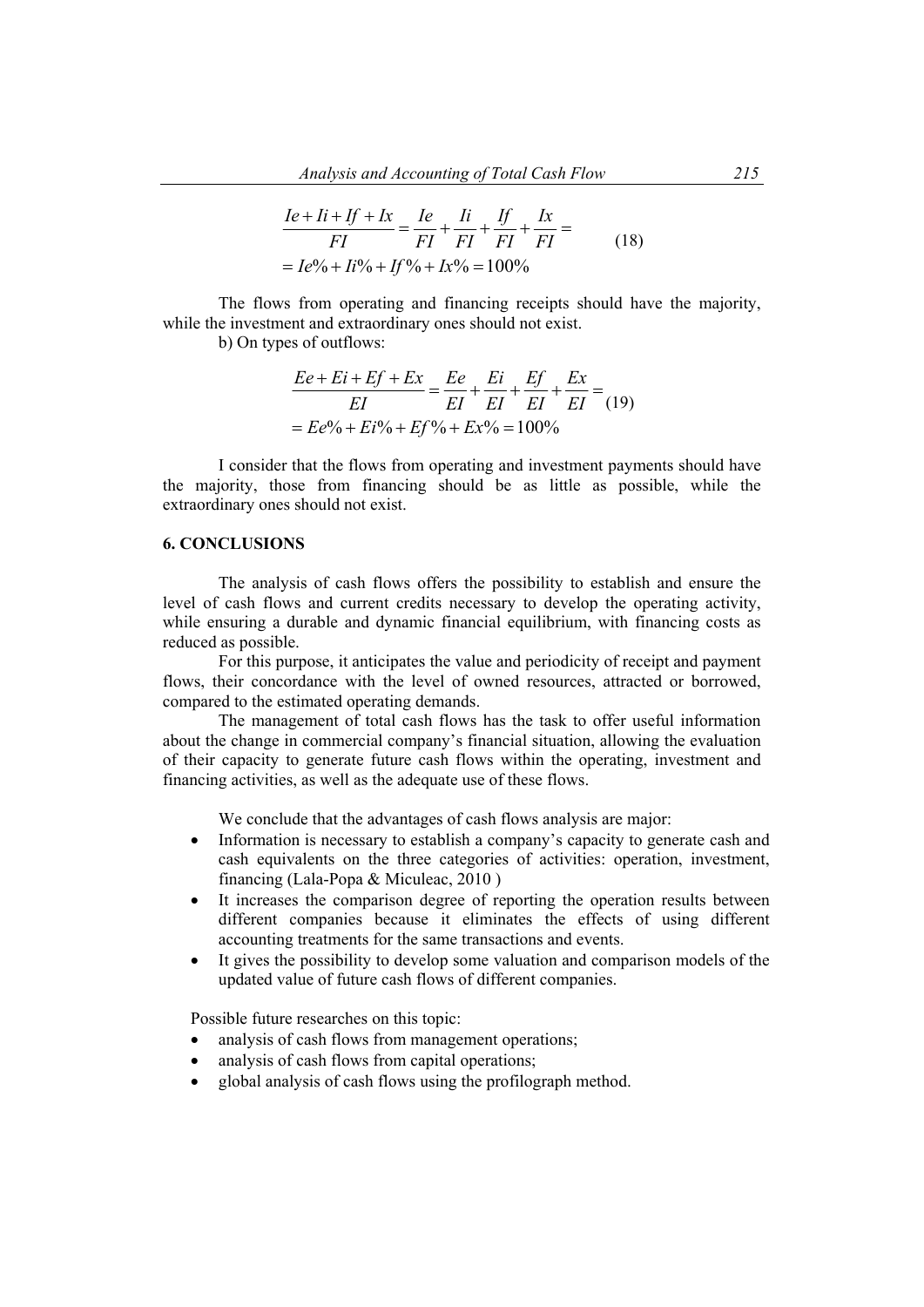$$\frac{Ie + Ii + If + Ix}{FI} = \frac{Ie}{FI} + \frac{Ii}{FI} + \frac{If}{FI} + \frac{Ix}{FI} = $$
$$= Ie\% + Ii\% + If\% + Ix\% = 100\% \tag{18}$$

The flows from operating and financing receipts should have the majority, while the investment and extraordinary ones should not exist.

b) On types of outflows:

$$\frac{Ee + Ei + Ef + Ex}{EI} = \frac{Ee}{EI} + \frac{Ei}{EI} + \frac{Ef}{EI} + \frac{Ex}{EI} = $$
$$= Ee\% + Ei\% + Ef\% + Ex\% = 100\% \tag{19}$$

I consider that the flows from operating and investment payments should have the majority, those from financing should be as little as possible, while the extraordinary ones should not exist.

## 6. CONCLUSIONS

The analysis of cash flows offers the possibility to establish and ensure the level of cash flows and current credits necessary to develop the operating activity, while ensuring a durable and dynamic financial equilibrium, with financing costs as reduced as possible.

For this purpose, it anticipates the value and periodicity of receipt and payment flows, their concordance with the level of owned resources, attracted or borrowed, compared to the estimated operating demands.

The management of total cash flows has the task to offer useful information about the change in commercial company's financial situation, allowing the evaluation of their capacity to generate future cash flows within the operating, investment and financing activities, as well as the adequate use of these flows.

We conclude that the advantages of cash flows analysis are major:

- Information is necessary to establish a company's capacity to generate cash and cash equivalents on the three categories of activities: operation, investment, financing (Lala-Popa & Miculeac, 2010 )
- It increases the comparison degree of reporting the operation results between different companies because it eliminates the effects of using different accounting treatments for the same transactions and events.
- It gives the possibility to develop some valuation and comparison models of the updated value of future cash flows of different companies.

Possible future researches on this topic:

- analysis of cash flows from management operations;
- analysis of cash flows from capital operations;
- global analysis of cash flows using the profilograph method.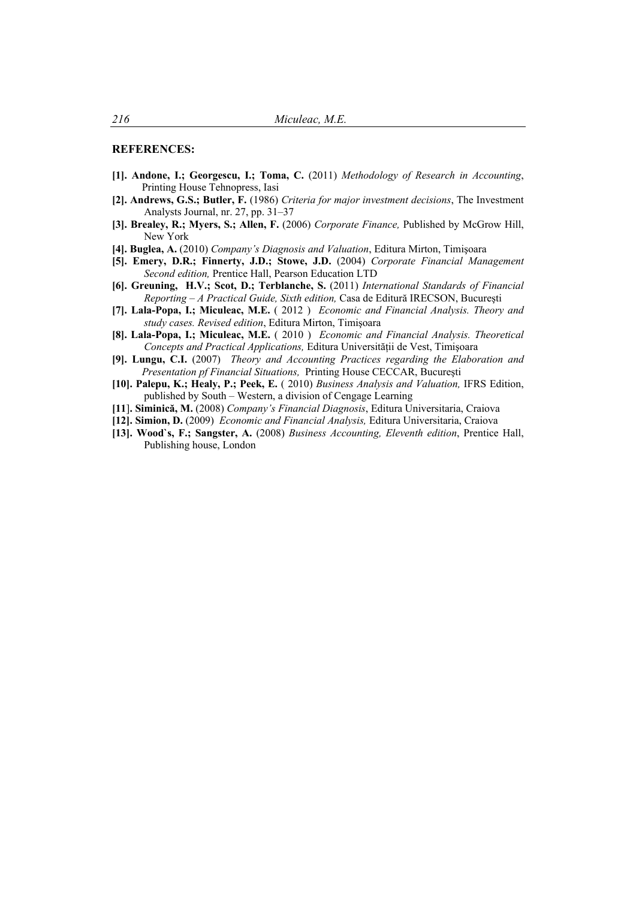**REFERENCES:**

**[1]. Andone, I.; Georgescu, I.; Toma, C.** (2011) *Methodology of Research in Accounting*, Printing House Tehnopress, Iasi

**[2]. Andrews, G.S.; Butler, F.** (1986) *Criteria for major investment decisions*, The Investment Analysts Journal, nr. 27, pp. 31–37

**[3]. Brealey, R.; Myers, S.; Allen, F.** (2006) *Corporate Finance,* Published by McGrow Hill, New York

**[4]. Buglea, A.** (2010) *Company's Diagnosis and Valuation*, Editura Mirton, Timişoara

**[5]. Emery, D.R.; Finnerty, J.D.; Stowe, J.D.** (2004) *Corporate Financial Management Second edition,* Prentice Hall, Pearson Education LTD

**[6]. Greuning, H.V.; Scot, D.; Terblanche, S.** (2011) *International Standards of Financial Reporting – A Practical Guide, Sixth edition,* Casa de Editură IRECSON, Bucureşti

**[7]. Lala-Popa, I.; Miculeac, M.E.** ( 2012 ) *Economic and Financial Analysis. Theory and study cases. Revised edition*, Editura Mirton, Timişoara

**[8]. Lala-Popa, I.; Miculeac, M.E.** ( 2010 ) *Economic and Financial Analysis. Theoretical Concepts and Practical Applications,* Editura Universităţii de Vest, Timişoara

**[9]. Lungu, C.I.** (2007) *Theory and Accounting Practices regarding the Elaboration and Presentation pf Financial Situations,* Printing House CECCAR, Bucureşti

**[10]. Palepu, K.; Healy, P.; Peek, E.** ( 2010) *Business Analysis and Valuation,* IFRS Edition, published by South – Western, a division of Cengage Learning

**[11]. Siminică, M.** (2008) *Company's Financial Diagnosis*, Editura Universitaria, Craiova

**[12]. Simion, D.** (2009) *Economic and Financial Analysis,* Editura Universitaria, Craiova

**[13]. Wood`s, F.; Sangster, A.** (2008) *Business Accounting, Eleventh edition*, Prentice Hall, Publishing house, London